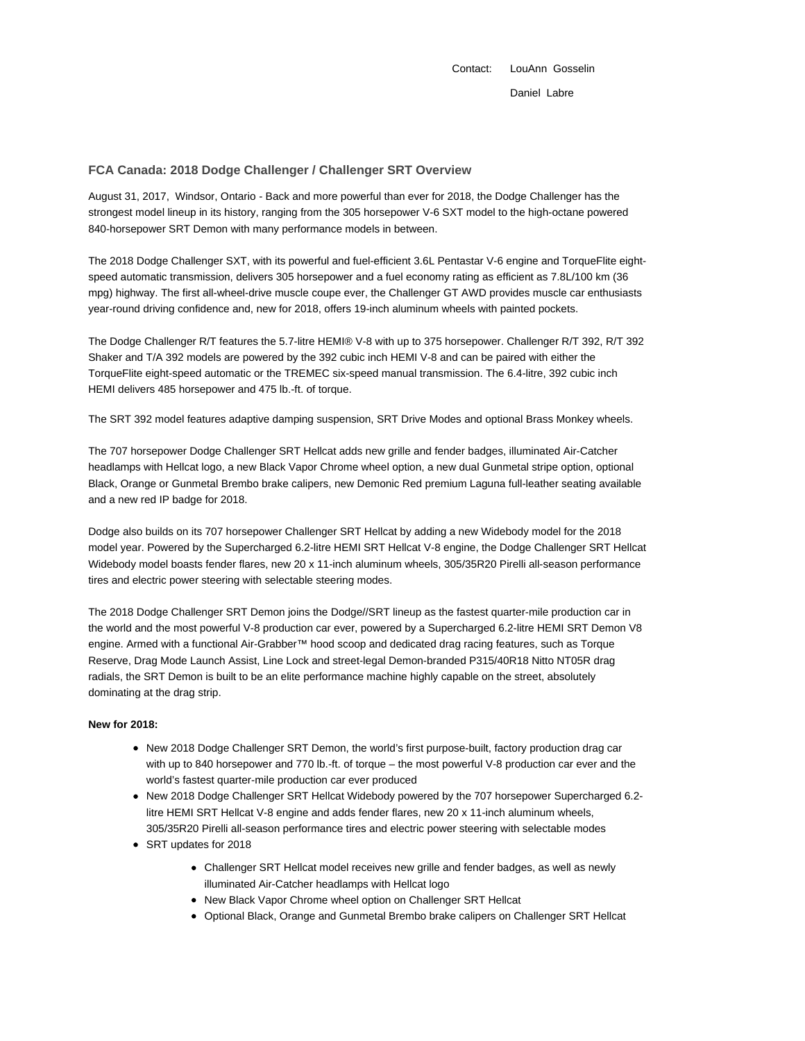Contact: LouAnn Gosselin

Daniel Labre

## FCA Canada: 2018 Dodge Challenger / Challenger SRT Overview

August 31, 2017, Windsor, Ontario - Back and more powerful than ever for 2018, the Dodge Challenger has the strongest model lineup in its history, ranging from the 305 horsepower V-6 SXT model to the high-octane powered 840-horsepower SRT Demon with many performance models in between.

The 2018 Dodge Challenger SXT, with its powerful and fuel-efficient 3.6L Pentastar V-6 engine and TorqueFlite eight-speed automatic transmission, delivers 305 horsepower and a fuel economy rating as efficient as 7.8L/100 km (36 mpg) highway. The first all-wheel-drive muscle coupe ever, the Challenger GT AWD provides muscle car enthusiasts year-round driving confidence and, new for 2018, offers 19-inch aluminum wheels with painted pockets.

The Dodge Challenger R/T features the 5.7-litre HEMI® V-8 with up to 375 horsepower. Challenger R/T 392, R/T 392 Shaker and T/A 392 models are powered by the 392 cubic inch HEMI V-8 and can be paired with either the TorqueFlite eight-speed automatic or the TREMEC six-speed manual transmission. The 6.4-litre, 392 cubic inch HEMI delivers 485 horsepower and 475 lb.-ft. of torque.

The SRT 392 model features adaptive damping suspension, SRT Drive Modes and optional Brass Monkey wheels.

The 707 horsepower Dodge Challenger SRT Hellcat adds new grille and fender badges, illuminated Air-Catcher headlamps with Hellcat logo, a new Black Vapor Chrome wheel option, a new dual Gunmetal stripe option, optional Black, Orange or Gunmetal Brembo brake calipers, new Demonic Red premium Laguna full-leather seating available and a new red IP badge for 2018.

Dodge also builds on its 707 horsepower Challenger SRT Hellcat by adding a new Widebody model for the 2018 model year. Powered by the Supercharged 6.2-litre HEMI SRT Hellcat V-8 engine, the Dodge Challenger SRT Hellcat Widebody model boasts fender flares, new 20 x 11-inch aluminum wheels, 305/35R20 Pirelli all-season performance tires and electric power steering with selectable steering modes.

The 2018 Dodge Challenger SRT Demon joins the Dodge//SRT lineup as the fastest quarter-mile production car in the world and the most powerful V-8 production car ever, powered by a Supercharged 6.2-litre HEMI SRT Demon V8 engine. Armed with a functional Air-Grabber™ hood scoop and dedicated drag racing features, such as Torque Reserve, Drag Mode Launch Assist, Line Lock and street-legal Demon-branded P315/40R18 Nitto NT05R drag radials, the SRT Demon is built to be an elite performance machine highly capable on the street, absolutely dominating at the drag strip.

**New for 2018:**

- New 2018 Dodge Challenger SRT Demon, the world's first purpose-built, factory production drag car with up to 840 horsepower and 770 lb.-ft. of torque – the most powerful V-8 production car ever and the world's fastest quarter-mile production car ever produced
- New 2018 Dodge Challenger SRT Hellcat Widebody powered by the 707 horsepower Supercharged 6.2-litre HEMI SRT Hellcat V-8 engine and adds fender flares, new 20 x 11-inch aluminum wheels, 305/35R20 Pirelli all-season performance tires and electric power steering with selectable modes
- SRT updates for 2018
  - Challenger SRT Hellcat model receives new grille and fender badges, as well as newly illuminated Air-Catcher headlamps with Hellcat logo
  - New Black Vapor Chrome wheel option on Challenger SRT Hellcat
  - Optional Black, Orange and Gunmetal Brembo brake calipers on Challenger SRT Hellcat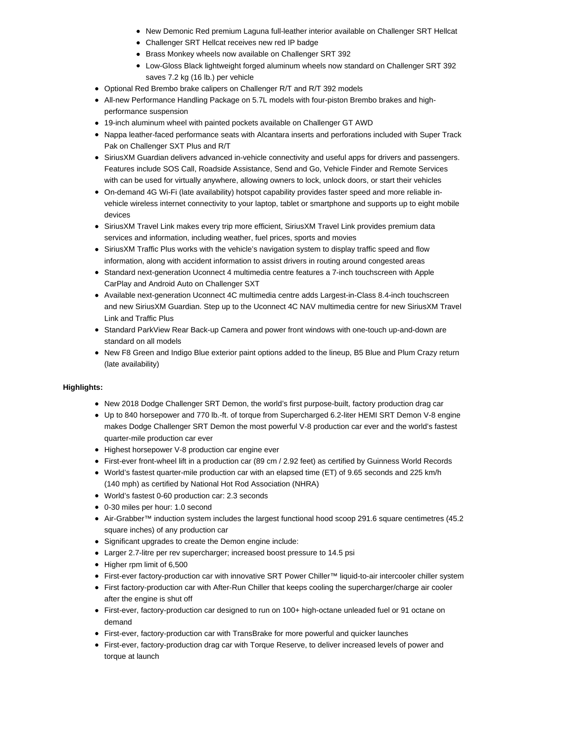- New Demonic Red premium Laguna full-leather interior available on Challenger SRT Hellcat
  - Challenger SRT Hellcat receives new red IP badge
  - Brass Monkey wheels now available on Challenger SRT 392
  - Low-Gloss Black lightweight forged aluminum wheels now standard on Challenger SRT 392 saves 7.2 kg (16 lb.) per vehicle
- Optional Red Brembo brake calipers on Challenger R/T and R/T 392 models
- All-new Performance Handling Package on 5.7L models with four-piston Brembo brakes and high-performance suspension
- 19-inch aluminum wheel with painted pockets available on Challenger GT AWD
- Nappa leather-faced performance seats with Alcantara inserts and perforations included with Super Track Pak on Challenger SXT Plus and R/T
- SiriusXM Guardian delivers advanced in-vehicle connectivity and useful apps for drivers and passengers. Features include SOS Call, Roadside Assistance, Send and Go, Vehicle Finder and Remote Services with can be used for virtually anywhere, allowing owners to lock, unlock doors, or start their vehicles
- On-demand 4G Wi-Fi (late availability) hotspot capability provides faster speed and more reliable in-vehicle wireless internet connectivity to your laptop, tablet or smartphone and supports up to eight mobile devices
- SiriusXM Travel Link makes every trip more efficient, SiriusXM Travel Link provides premium data services and information, including weather, fuel prices, sports and movies
- SiriusXM Traffic Plus works with the vehicle's navigation system to display traffic speed and flow information, along with accident information to assist drivers in routing around congested areas
- Standard next-generation Uconnect 4 multimedia centre features a 7-inch touchscreen with Apple CarPlay and Android Auto on Challenger SXT
- Available next-generation Uconnect 4C multimedia centre adds Largest-in-Class 8.4-inch touchscreen and new SiriusXM Guardian. Step up to the Uconnect 4C NAV multimedia centre for new SiriusXM Travel Link and Traffic Plus
- Standard ParkView Rear Back-up Camera and power front windows with one-touch up-and-down are standard on all models
- New F8 Green and Indigo Blue exterior paint options added to the lineup, B5 Blue and Plum Crazy return (late availability)

**Highlights:**

- New 2018 Dodge Challenger SRT Demon, the world's first purpose-built, factory production drag car
- Up to 840 horsepower and 770 lb.-ft. of torque from Supercharged 6.2-liter HEMI SRT Demon V-8 engine makes Dodge Challenger SRT Demon the most powerful V-8 production car ever and the world's fastest quarter-mile production car ever
- Highest horsepower V-8 production car engine ever
- First-ever front-wheel lift in a production car (89 cm / 2.92 feet) as certified by Guinness World Records
- World's fastest quarter-mile production car with an elapsed time (ET) of 9.65 seconds and 225 km/h (140 mph) as certified by National Hot Rod Association (NHRA)
- World's fastest 0-60 production car: 2.3 seconds
- 0-30 miles per hour: 1.0 second
- Air-Grabber™ induction system includes the largest functional hood scoop 291.6 square centimetres (45.2 square inches) of any production car
- Significant upgrades to create the Demon engine include:
- Larger 2.7-litre per rev supercharger; increased boost pressure to 14.5 psi
- Higher rpm limit of 6,500
- First-ever factory-production car with innovative SRT Power Chiller™ liquid-to-air intercooler chiller system
- First factory-production car with After-Run Chiller that keeps cooling the supercharger/charge air cooler after the engine is shut off
- First-ever, factory-production car designed to run on 100+ high-octane unleaded fuel or 91 octane on demand
- First-ever, factory-production car with TransBrake for more powerful and quicker launches
- First-ever, factory-production drag car with Torque Reserve, to deliver increased levels of power and torque at launch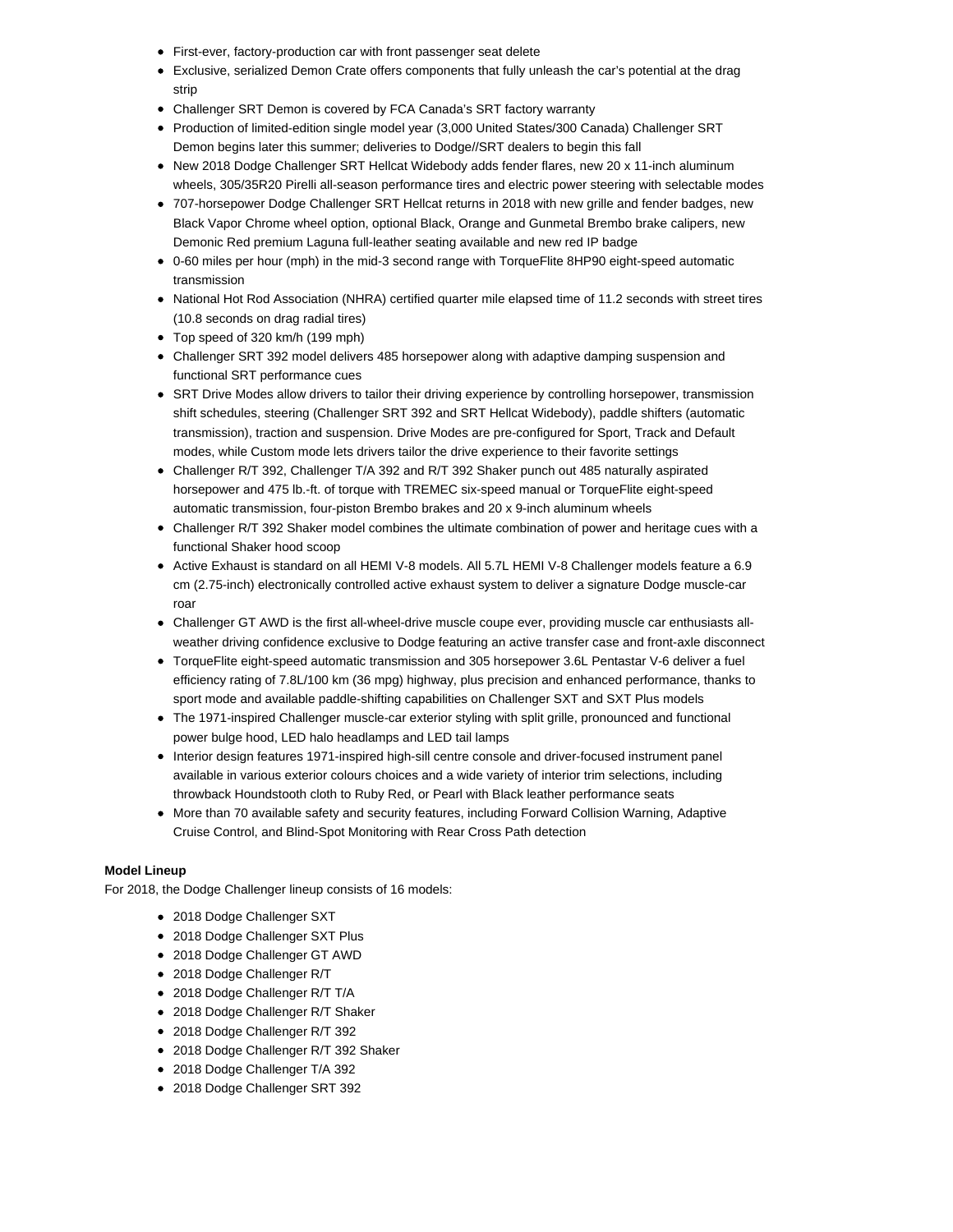- First-ever, factory-production car with front passenger seat delete
- Exclusive, serialized Demon Crate offers components that fully unleash the car's potential at the drag strip
- Challenger SRT Demon is covered by FCA Canada's SRT factory warranty
- Production of limited-edition single model year (3,000 United States/300 Canada) Challenger SRT Demon begins later this summer; deliveries to Dodge//SRT dealers to begin this fall
- New 2018 Dodge Challenger SRT Hellcat Widebody adds fender flares, new 20 x 11-inch aluminum wheels, 305/35R20 Pirelli all-season performance tires and electric power steering with selectable modes
- 707-horsepower Dodge Challenger SRT Hellcat returns in 2018 with new grille and fender badges, new Black Vapor Chrome wheel option, optional Black, Orange and Gunmetal Brembo brake calipers, new Demonic Red premium Laguna full-leather seating available and new red IP badge
- 0-60 miles per hour (mph) in the mid-3 second range with TorqueFlite 8HP90 eight-speed automatic transmission
- National Hot Rod Association (NHRA) certified quarter mile elapsed time of 11.2 seconds with street tires (10.8 seconds on drag radial tires)
- Top speed of 320 km/h (199 mph)
- Challenger SRT 392 model delivers 485 horsepower along with adaptive damping suspension and functional SRT performance cues
- SRT Drive Modes allow drivers to tailor their driving experience by controlling horsepower, transmission shift schedules, steering (Challenger SRT 392 and SRT Hellcat Widebody), paddle shifters (automatic transmission), traction and suspension. Drive Modes are pre-configured for Sport, Track and Default modes, while Custom mode lets drivers tailor the drive experience to their favorite settings
- Challenger R/T 392, Challenger T/A 392 and R/T 392 Shaker punch out 485 naturally aspirated horsepower and 475 lb.-ft. of torque with TREMEC six-speed manual or TorqueFlite eight-speed automatic transmission, four-piston Brembo brakes and 20 x 9-inch aluminum wheels
- Challenger R/T 392 Shaker model combines the ultimate combination of power and heritage cues with a functional Shaker hood scoop
- Active Exhaust is standard on all HEMI V-8 models. All 5.7L HEMI V-8 Challenger models feature a 6.9 cm (2.75-inch) electronically controlled active exhaust system to deliver a signature Dodge muscle-car roar
- Challenger GT AWD is the first all-wheel-drive muscle coupe ever, providing muscle car enthusiasts all-weather driving confidence exclusive to Dodge featuring an active transfer case and front-axle disconnect
- TorqueFlite eight-speed automatic transmission and 305 horsepower 3.6L Pentastar V-6 deliver a fuel efficiency rating of 7.8L/100 km (36 mpg) highway, plus precision and enhanced performance, thanks to sport mode and available paddle-shifting capabilities on Challenger SXT and SXT Plus models
- The 1971-inspired Challenger muscle-car exterior styling with split grille, pronounced and functional power bulge hood, LED halo headlamps and LED tail lamps
- Interior design features 1971-inspired high-sill centre console and driver-focused instrument panel available in various exterior colours choices and a wide variety of interior trim selections, including throwback Houndstooth cloth to Ruby Red, or Pearl with Black leather performance seats
- More than 70 available safety and security features, including Forward Collision Warning, Adaptive Cruise Control, and Blind-Spot Monitoring with Rear Cross Path detection

**Model Lineup**

For 2018, the Dodge Challenger lineup consists of 16 models:

- 2018 Dodge Challenger SXT
- 2018 Dodge Challenger SXT Plus
- 2018 Dodge Challenger GT AWD
- 2018 Dodge Challenger R/T
- 2018 Dodge Challenger R/T T/A
- 2018 Dodge Challenger R/T Shaker
- 2018 Dodge Challenger R/T 392
- 2018 Dodge Challenger R/T 392 Shaker
- 2018 Dodge Challenger T/A 392
- 2018 Dodge Challenger SRT 392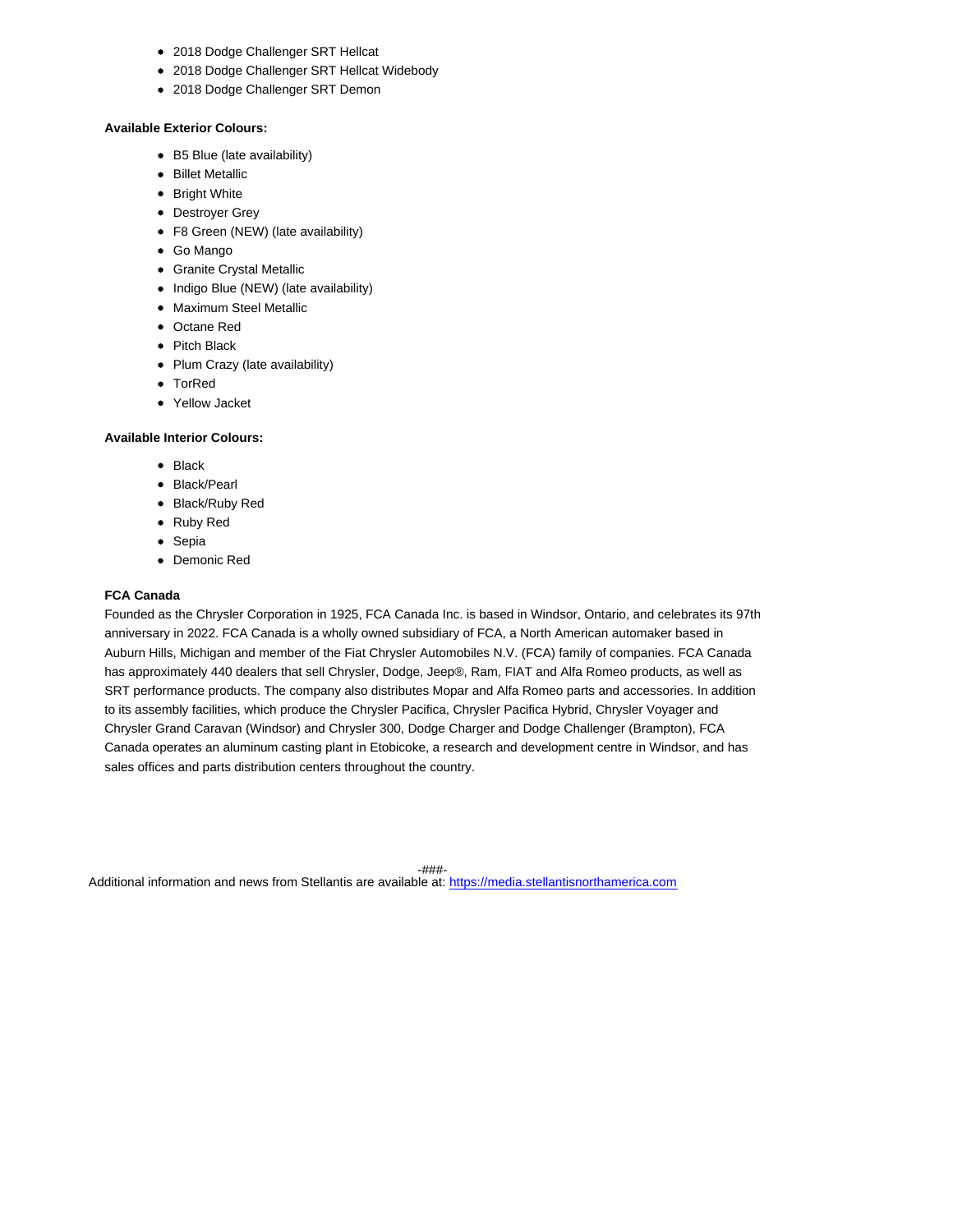- 2018 Dodge Challenger SRT Hellcat
- 2018 Dodge Challenger SRT Hellcat Widebody
- 2018 Dodge Challenger SRT Demon

**Available Exterior Colours:**

- B5 Blue (late availability)
- Billet Metallic
- Bright White
- Destroyer Grey
- F8 Green (NEW) (late availability)
- Go Mango
- Granite Crystal Metallic
- Indigo Blue (NEW) (late availability)
- Maximum Steel Metallic
- Octane Red
- Pitch Black
- Plum Crazy (late availability)
- TorRed
- Yellow Jacket

**Available Interior Colours:**

- Black
- Black/Pearl
- Black/Ruby Red
- Ruby Red
- Sepia
- Demonic Red

**FCA Canada**

Founded as the Chrysler Corporation in 1925, FCA Canada Inc. is based in Windsor, Ontario, and celebrates its 97th anniversary in 2022. FCA Canada is a wholly owned subsidiary of FCA, a North American automaker based in Auburn Hills, Michigan and member of the Fiat Chrysler Automobiles N.V. (FCA) family of companies. FCA Canada has approximately 440 dealers that sell Chrysler, Dodge, Jeep®, Ram, FIAT and Alfa Romeo products, as well as SRT performance products. The company also distributes Mopar and Alfa Romeo parts and accessories. In addition to its assembly facilities, which produce the Chrysler Pacifica, Chrysler Pacifica Hybrid, Chrysler Voyager and Chrysler Grand Caravan (Windsor) and Chrysler 300, Dodge Charger and Dodge Challenger (Brampton), FCA Canada operates an aluminum casting plant in Etobicoke, a research and development centre in Windsor, and has sales offices and parts distribution centers throughout the country.

-###-

Additional information and news from Stellantis are available at: https://media.stellantisnorthamerica.com